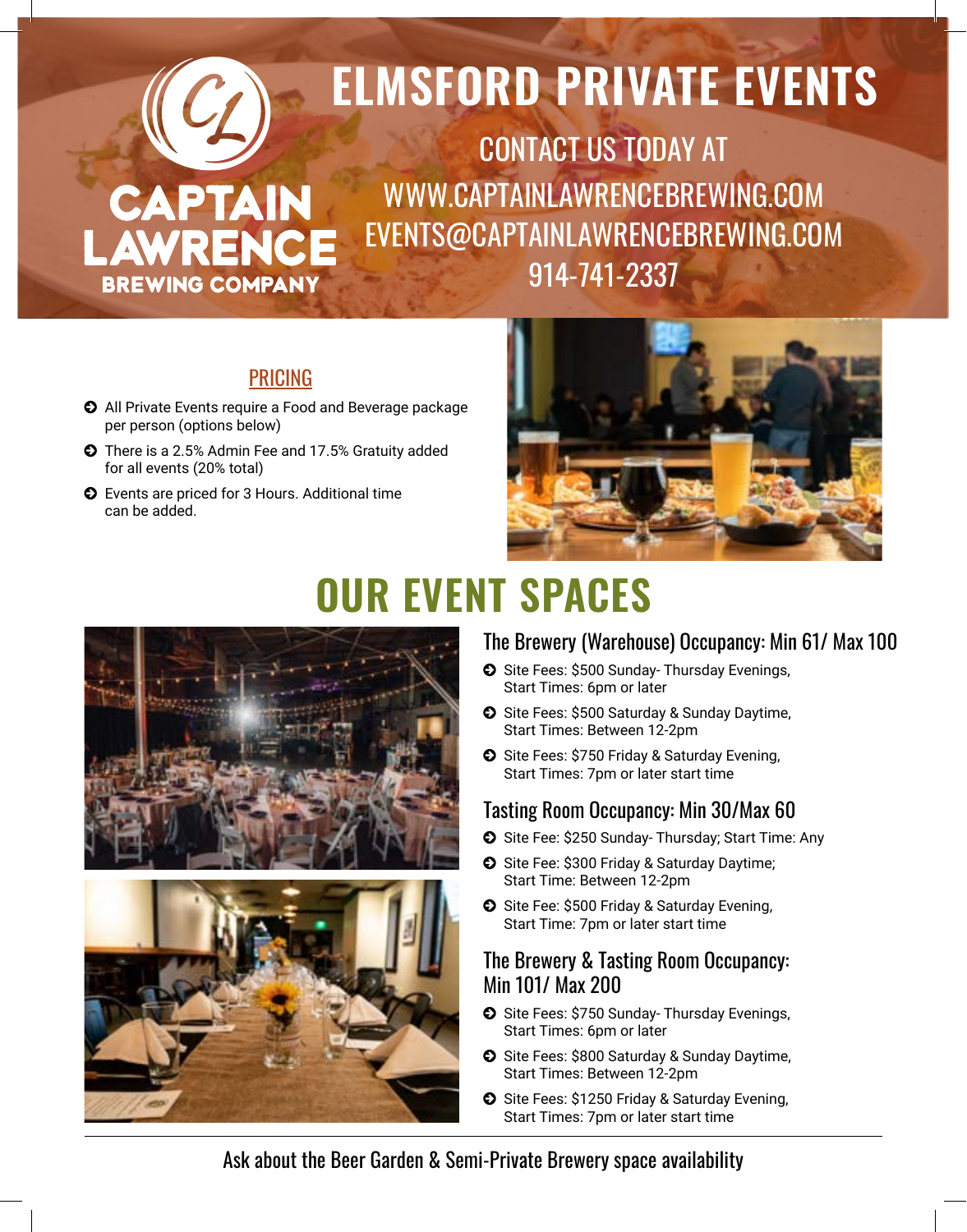# ELMSFORD PRIVATE EVENTS

CAPTAIN LAWRENCE BREWING COMPANY

CONTACT US TODAY AT
WWW.CAPTAINLAWRENCEBREWING.COM
EVENTS@CAPTAINLAWRENCEBREWING.COM
914-741-2337

## PRICING

- All Private Events require a Food and Beverage package per person (options below)
- There is a 2.5% Admin Fee and 17.5% Gratuity added for all events (20% total)
- Events are priced for 3 Hours. Additional time can be added.

## OUR EVENT SPACES

### The Brewery (Warehouse) Occupancy: Min 61/ Max 100

- Site Fees: $500 Sunday- Thursday Evenings, Start Times: 6pm or later
- Site Fees: $500 Saturday & Sunday Daytime, Start Times: Between 12-2pm
- Site Fees: $750 Friday & Saturday Evening, Start Times: 7pm or later start time

### Tasting Room Occupancy: Min 30/Max 60

- Site Fee: $250 Sunday- Thursday; Start Time: Any
- Site Fee: $300 Friday & Saturday Daytime; Start Time: Between 12-2pm
- Site Fee: $500 Friday & Saturday Evening, Start Time: 7pm or later start time

### The Brewery & Tasting Room Occupancy: Min 101/ Max 200

- Site Fees: $750 Sunday- Thursday Evenings, Start Times: 6pm or later
- Site Fees: $800 Saturday & Sunday Daytime, Start Times: Between 12-2pm
- Site Fees: $1250 Friday & Saturday Evening, Start Times: 7pm or later start time

Ask about the Beer Garden & Semi-Private Brewery space availability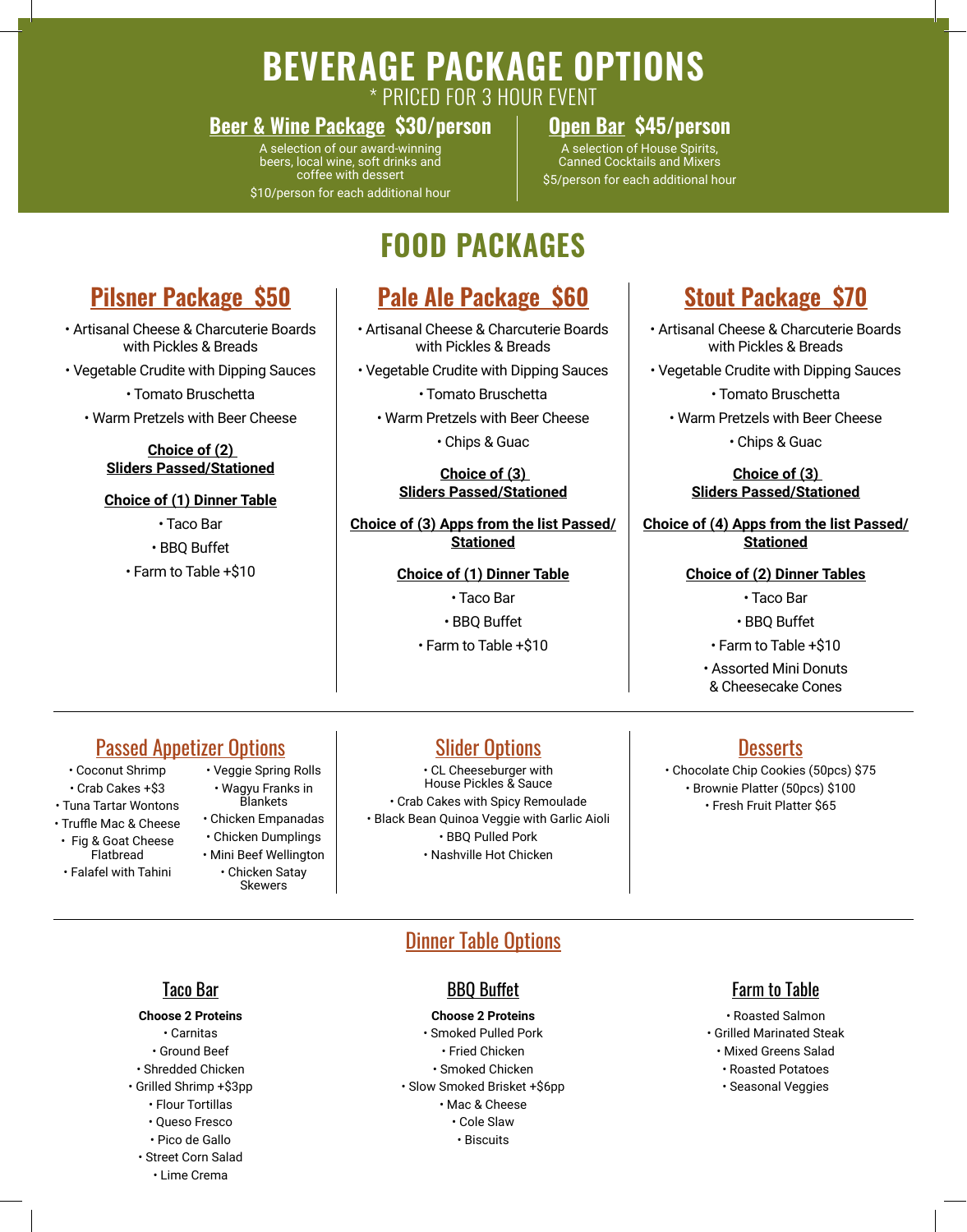# BEVERAGE PACKAGE OPTIONS

\* PRICED FOR 3 HOUR EVENT

## Beer & Wine Package $30/person

A selection of our award-winning beers, local wine, soft drinks and coffee with dessert

$10/person for each additional hour

## Open Bar $45/person

A selection of House Spirits, Canned Cocktails and Mixers

$5/person for each additional hour

# FOOD PACKAGES

## Pilsner Package $50

- Artisanal Cheese & Charcuterie Boards with Pickles & Breads
- Vegetable Crudite with Dipping Sauces
- Tomato Bruschetta
- Warm Pretzels with Beer Cheese

**Choice of (2) Sliders Passed/Stationed**

**Choice of (1) Dinner Table**

- Taco Bar
- BBQ Buffet
- Farm to Table +$10

## Pale Ale Package $60

- Artisanal Cheese & Charcuterie Boards with Pickles & Breads
- Vegetable Crudite with Dipping Sauces
- Tomato Bruschetta
- Warm Pretzels with Beer Cheese
- Chips & Guac

**Choice of (3) Sliders Passed/Stationed**

**Choice of (3) Apps from the list Passed/Stationed**

**Choice of (1) Dinner Table**

- Taco Bar
- BBQ Buffet
- Farm to Table +$10

## Stout Package $70

- Artisanal Cheese & Charcuterie Boards with Pickles & Breads
- Vegetable Crudite with Dipping Sauces
- Tomato Bruschetta
- Warm Pretzels with Beer Cheese
- Chips & Guac

**Choice of (3) Sliders Passed/Stationed**

**Choice of (4) Apps from the list Passed/Stationed**

**Choice of (2) Dinner Tables**

- Taco Bar
- BBQ Buffet
- Farm to Table +$10
- Assorted Mini Donuts & Cheesecake Cones

## Passed Appetizer Options

- Coconut Shrimp
- Crab Cakes +$3
- Tuna Tartar Wontons
- Truffle Mac & Cheese
- Fig & Goat Cheese Flatbread
- Falafel with Tahini
- Veggie Spring Rolls
- Wagyu Franks in Blankets
- Chicken Empanadas
- Chicken Dumplings
- Mini Beef Wellington
- Chicken Satay Skewers

## Slider Options

- CL Cheeseburger with House Pickles & Sauce
- Crab Cakes with Spicy Remoulade
- Black Bean Quinoa Veggie with Garlic Aioli
- BBQ Pulled Pork
- Nashville Hot Chicken

## Desserts

- Chocolate Chip Cookies (50pcs) $75
- Brownie Platter (50pcs) $100
- Fresh Fruit Platter $65

## Dinner Table Options

### Taco Bar

**Choose 2 Proteins**

- Carnitas
- Ground Beef
- Shredded Chicken
- Grilled Shrimp +$3pp
- Flour Tortillas
- Queso Fresco
- Pico de Gallo
- Street Corn Salad
- Lime Crema

### BBQ Buffet

**Choose 2 Proteins**

- Smoked Pulled Pork
- Fried Chicken
- Smoked Chicken
- Slow Smoked Brisket +$6pp
- Mac & Cheese
- Cole Slaw
- Biscuits

### Farm to Table

- Roasted Salmon
- Grilled Marinated Steak
- Mixed Greens Salad
- Roasted Potatoes
- Seasonal Veggies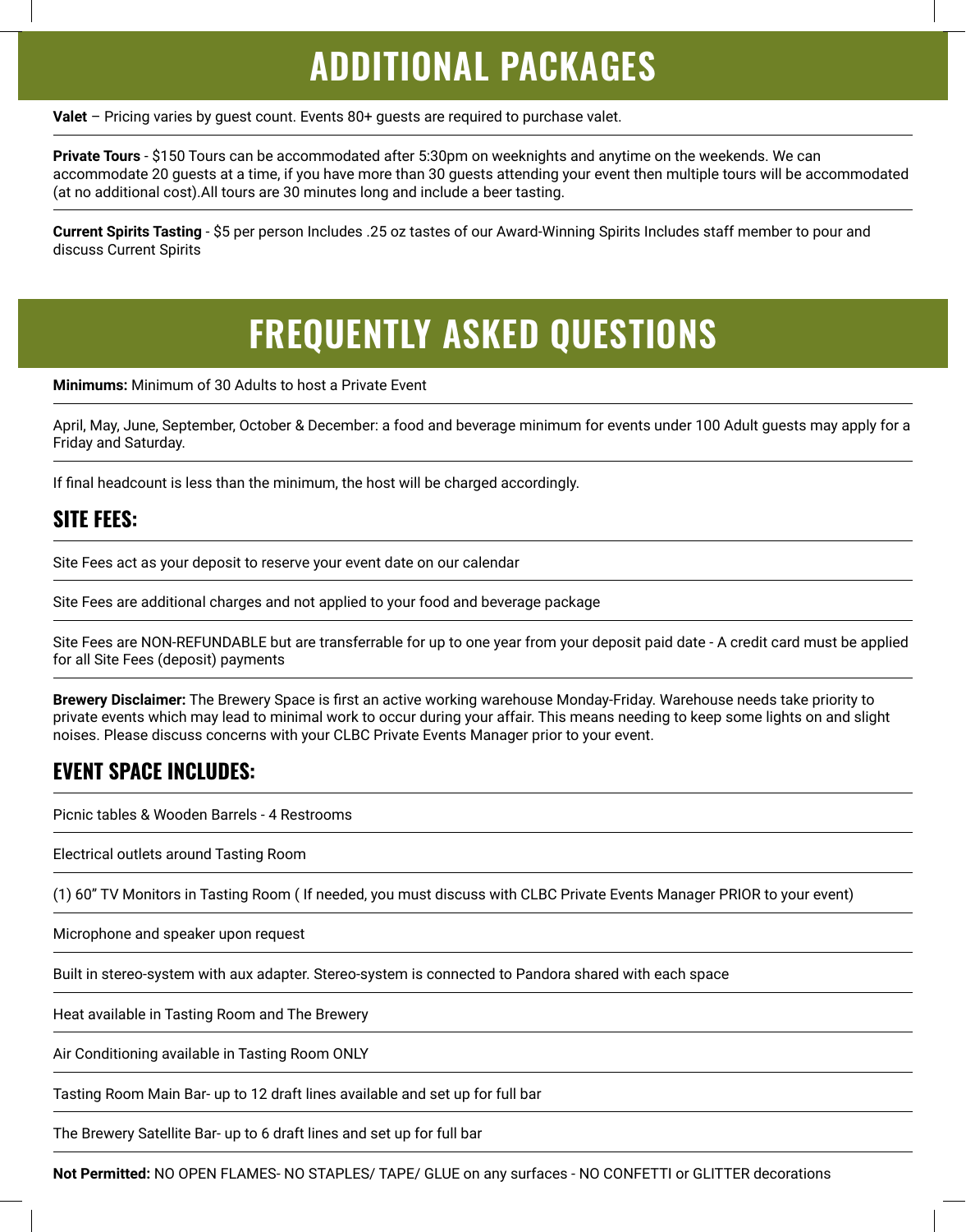# ADDITIONAL PACKAGES

**Valet** – Pricing varies by guest count. Events 80+ guests are required to purchase valet.

**Private Tours** - $150 Tours can be accommodated after 5:30pm on weeknights and anytime on the weekends. We can accommodate 20 guests at a time, if you have more than 30 guests attending your event then multiple tours will be accommodated (at no additional cost).All tours are 30 minutes long and include a beer tasting.

**Current Spirits Tasting** - $5 per person Includes .25 oz tastes of our Award-Winning Spirits Includes staff member to pour and discuss Current Spirits

# FREQUENTLY ASKED QUESTIONS

**Minimums:** Minimum of 30 Adults to host a Private Event

April, May, June, September, October & December: a food and beverage minimum for events under 100 Adult guests may apply for a Friday and Saturday.

If final headcount is less than the minimum, the host will be charged accordingly.

## SITE FEES:

Site Fees act as your deposit to reserve your event date on our calendar

Site Fees are additional charges and not applied to your food and beverage package

Site Fees are NON-REFUNDABLE but are transferrable for up to one year from your deposit paid date - A credit card must be applied for all Site Fees (deposit) payments

**Brewery Disclaimer:** The Brewery Space is first an active working warehouse Monday-Friday. Warehouse needs take priority to private events which may lead to minimal work to occur during your affair. This means needing to keep some lights on and slight noises. Please discuss concerns with your CLBC Private Events Manager prior to your event.

## EVENT SPACE INCLUDES:

Picnic tables & Wooden Barrels - 4 Restrooms

Electrical outlets around Tasting Room

(1) 60" TV Monitors in Tasting Room ( If needed, you must discuss with CLBC Private Events Manager PRIOR to your event)

Microphone and speaker upon request

Built in stereo-system with aux adapter. Stereo-system is connected to Pandora shared with each space

Heat available in Tasting Room and The Brewery

Air Conditioning available in Tasting Room ONLY

Tasting Room Main Bar- up to 12 draft lines available and set up for full bar

The Brewery Satellite Bar- up to 6 draft lines and set up for full bar

**Not Permitted:** NO OPEN FLAMES- NO STAPLES/ TAPE/ GLUE on any surfaces - NO CONFETTI or GLITTER decorations